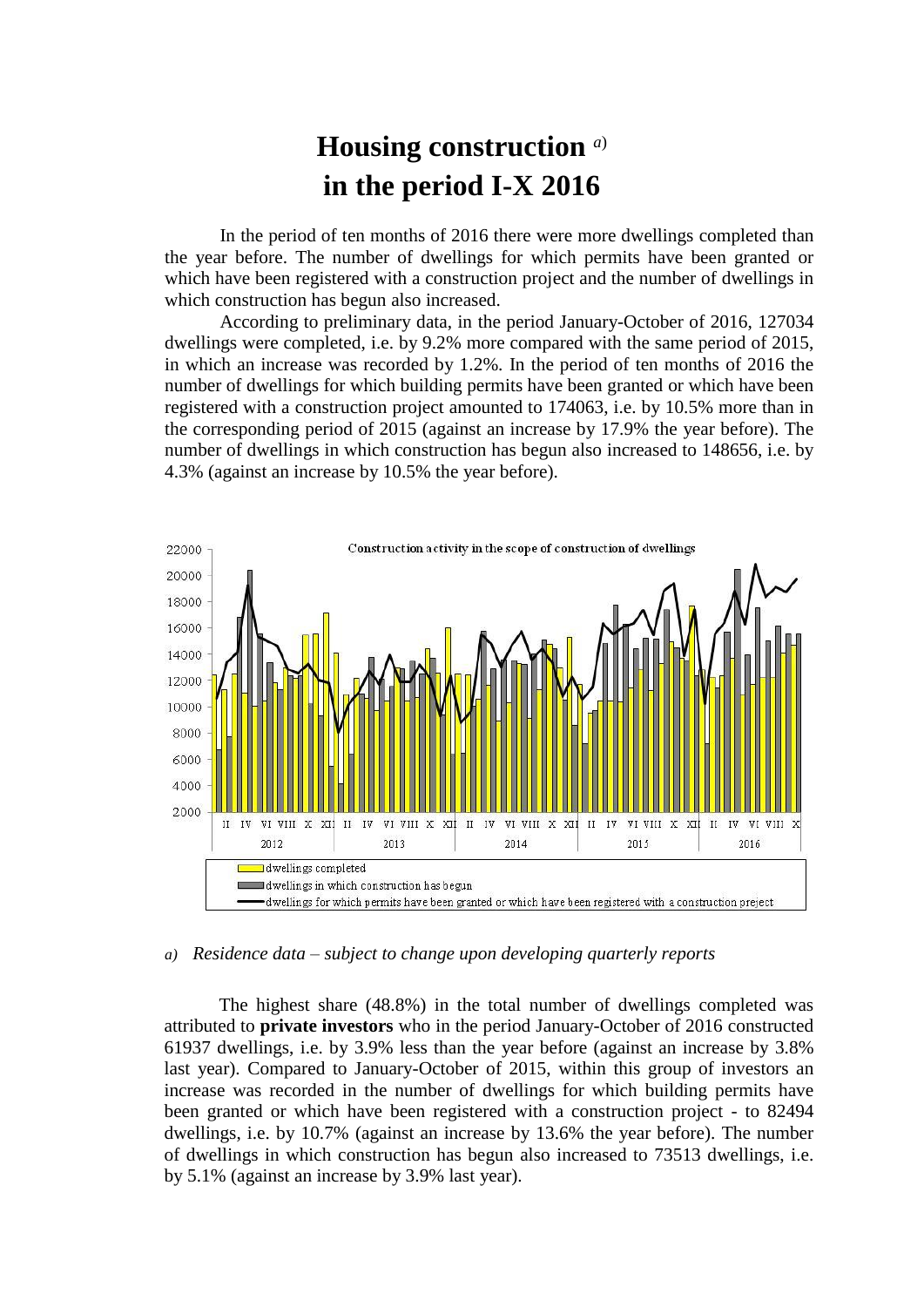# Housing construction [a)]
# in the period I-X 2016

In the period of ten months of 2016 there were more dwellings completed than the year before. The number of dwellings for which permits have been granted or which have been registered with a construction project and the number of dwellings in which construction has begun also increased.

According to preliminary data, in the period January-October of 2016, 127034 dwellings were completed, i.e. by 9.2% more compared with the same period of 2015, in which an increase was recorded by 1.2%. In the period of ten months of 2016 the number of dwellings for which building permits have been granted or which have been registered with a construction project amounted to 174063, i.e. by 10.5% more than in the corresponding period of 2015 (against an increase by 17.9% the year before). The number of dwellings in which construction has begun also increased to 148656, i.e. by 4.3% (against an increase by 10.5% the year before).

Construction activity in the scope of construction of dwellings

- dwellings completed
- dwellings in which construction has begun
- dwellings for which permits have been granted or which have been registered with a construction project

*a) Residence data – subject to change upon developing quarterly reports*

The highest share (48.8%) in the total number of dwellings completed was attributed to **private investors** who in the period January-October of 2016 constructed 61937 dwellings, i.e. by 3.9% less than the year before (against an increase by 3.8% last year). Compared to January-October of 2015, within this group of investors an increase was recorded in the number of dwellings for which building permits have been granted or which have been registered with a construction project - to 82494 dwellings, i.e. by 10.7% (against an increase by 13.6% the year before). The number of dwellings in which construction has begun also increased to 73513 dwellings, i.e. by 5.1% (against an increase by 3.9% last year).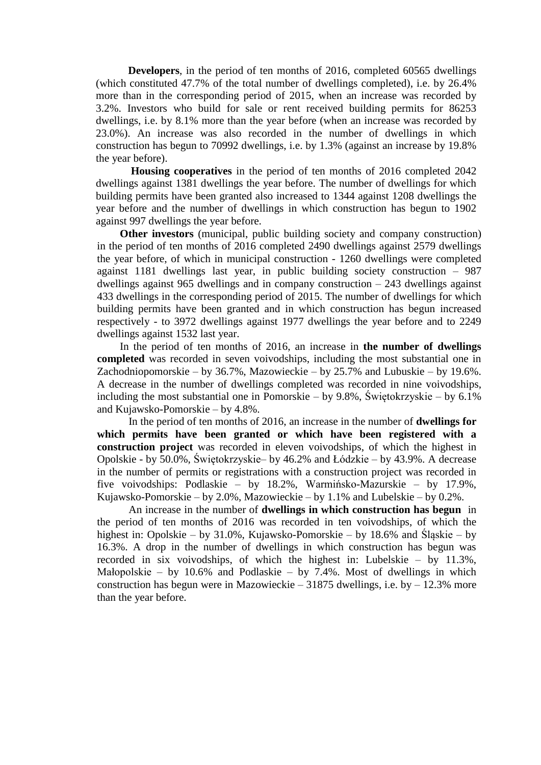**Developers**, in the period of ten months of 2016, completed 60565 dwellings (which constituted 47.7% of the total number of dwellings completed), i.e. by 26.4% more than in the corresponding period of 2015, when an increase was recorded by 3.2%. Investors who build for sale or rent received building permits for 86253 dwellings, i.e. by 8.1% more than the year before (when an increase was recorded by 23.0%). An increase was also recorded in the number of dwellings in which construction has begun to 70992 dwellings, i.e. by 1.3% (against an increase by 19.8% the year before).

**Housing cooperatives** in the period of ten months of 2016 completed 2042 dwellings against 1381 dwellings the year before. The number of dwellings for which building permits have been granted also increased to 1344 against 1208 dwellings the year before and the number of dwellings in which construction has begun to 1902 against 997 dwellings the year before.

**Other investors** (municipal, public building society and company construction) in the period of ten months of 2016 completed 2490 dwellings against 2579 dwellings the year before, of which in municipal construction - 1260 dwellings were completed against 1181 dwellings last year, in public building society construction – 987 dwellings against 965 dwellings and in company construction – 243 dwellings against 433 dwellings in the corresponding period of 2015. The number of dwellings for which building permits have been granted and in which construction has begun increased respectively - to 3972 dwellings against 1977 dwellings the year before and to 2249 dwellings against 1532 last year.

In the period of ten months of 2016, an increase in **the number of dwellings completed** was recorded in seven voivodships, including the most substantial one in Zachodniopomorskie – by 36.7%, Mazowieckie – by 25.7% and Lubuskie – by 19.6%. A decrease in the number of dwellings completed was recorded in nine voivodships, including the most substantial one in Pomorskie – by 9.8%, Świętokrzyskie – by 6.1% and Kujawsko-Pomorskie – by 4.8%.

In the period of ten months of 2016, an increase in the number of **dwellings for which permits have been granted or which have been registered with a construction project** was recorded in eleven voivodships, of which the highest in Opolskie - by 50.0%, Świętokrzyskie– by 46.2% and Łódzkie – by 43.9%. A decrease in the number of permits or registrations with a construction project was recorded in five voivodships: Podlaskie – by 18.2%, Warmińsko-Mazurskie – by 17.9%, Kujawsko-Pomorskie – by 2.0%, Mazowieckie – by 1.1% and Lubelskie – by 0.2%.

An increase in the number of **dwellings in which construction has begun** in the period of ten months of 2016 was recorded in ten voivodships, of which the highest in: Opolskie – by 31.0%, Kujawsko-Pomorskie – by 18.6% and Śląskie – by 16.3%. A drop in the number of dwellings in which construction has begun was recorded in six voivodships, of which the highest in: Lubelskie – by 11.3%, Małopolskie – by 10.6% and Podlaskie – by 7.4%. Most of dwellings in which construction has begun were in Mazowieckie – 31875 dwellings, i.e. by – 12.3% more than the year before.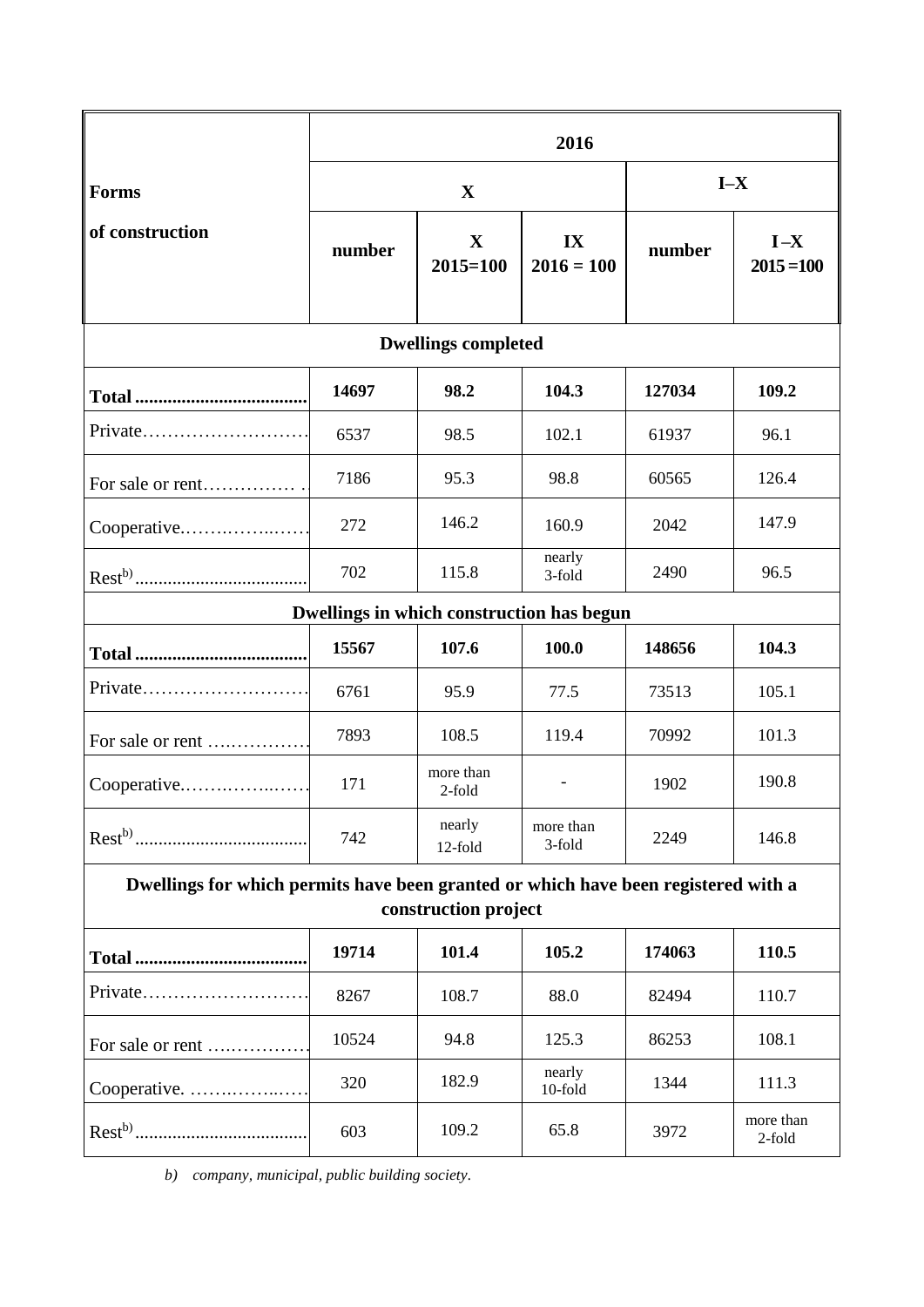| Forms of construction | 2016 | | | | |
|---|---|---|---|---|---|
| | X | | | I–X | |
| | number | X 2015=100 | IX 2016 = 100 | number | I –X 2015 =100 |
| **Dwellings completed** | | | | | |
| **Total** | **14697** | **98.2** | **104.3** | **127034** | **109.2** |
| Private | 6537 | 98.5 | 102.1 | 61937 | 96.1 |
| For sale or rent | 7186 | 95.3 | 98.8 | 60565 | 126.4 |
| Cooperative | 272 | 146.2 | 160.9 | 2042 | 147.9 |
| Rest[b)] | 702 | 115.8 | nearly 3-fold | 2490 | 96.5 |
| **Dwellings in which construction has begun** | | | | | |
| **Total** | **15567** | **107.6** | **100.0** | **148656** | **104.3** |
| Private | 6761 | 95.9 | 77.5 | 73513 | 105.1 |
| For sale or rent | 7893 | 108.5 | 119.4 | 70992 | 101.3 |
| Cooperative | 171 | more than 2-fold | - | 1902 | 190.8 |
| Rest[b)] | 742 | nearly 12-fold | more than 3-fold | 2249 | 146.8 |
| **Dwellings for which permits have been granted or which have been registered with a construction project** | | | | | |
| **Total** | **19714** | **101.4** | **105.2** | **174063** | **110.5** |
| Private | 8267 | 108.7 | 88.0 | 82494 | 110.7 |
| For sale or rent | 10524 | 94.8 | 125.3 | 86253 | 108.1 |
| Cooperative. | 320 | 182.9 | nearly 10-fold | 1344 | 111.3 |
| Rest[b)] | 603 | 109.2 | 65.8 | 3972 | more than 2-fold |

*b) company, municipal, public building society.*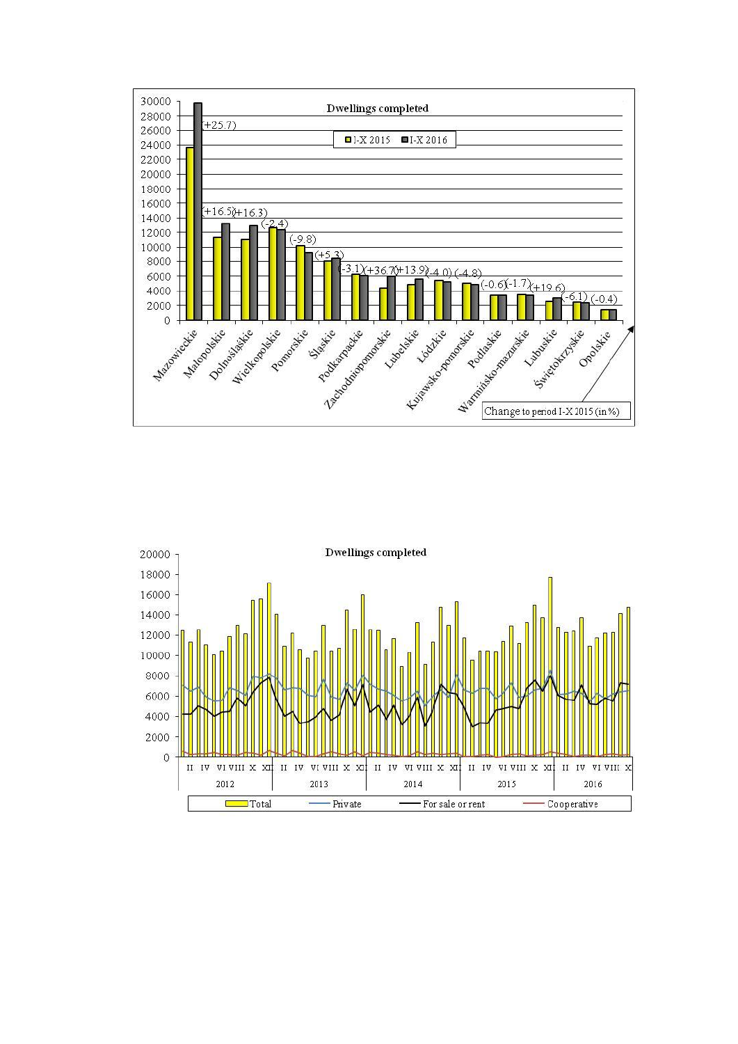**Dwellings completed**

I-X 2015 | I-X 2016

| Voivodship | Change to period I-X 2015 (in %) |
|---|---|
| Mazowieckie | (+25.7) |
| Małopolskie | (+16.5) |
| Dolnośląskie | (+16.3) |
| Wielkopolskie | (-2.4) |
| Pomorskie | (-9.8) |
| Śląskie | (+5.3) |
| Podkarpackie | (-3.1) |
| Zachodniopomorskie | (+36.7) |
| Lubelskie | (+13.9) |
| Łódzkie | (-4.0) |
| Kujawsko-pomorskie | (-4.8) |
| Podlaskie | (-0.6) |
| Warmińsko-mazurskie | (-1.7) |
| Lubuskie | (+19.6) |
| Świętokrzyskie | (-6.1) |
| Opolskie | (-0.4) |

Change to period I-X 2015 (in %)

**Dwellings completed**

2012 | 2013 | 2014 | 2015 | 2016

Total | Private | For sale or rent | Cooperative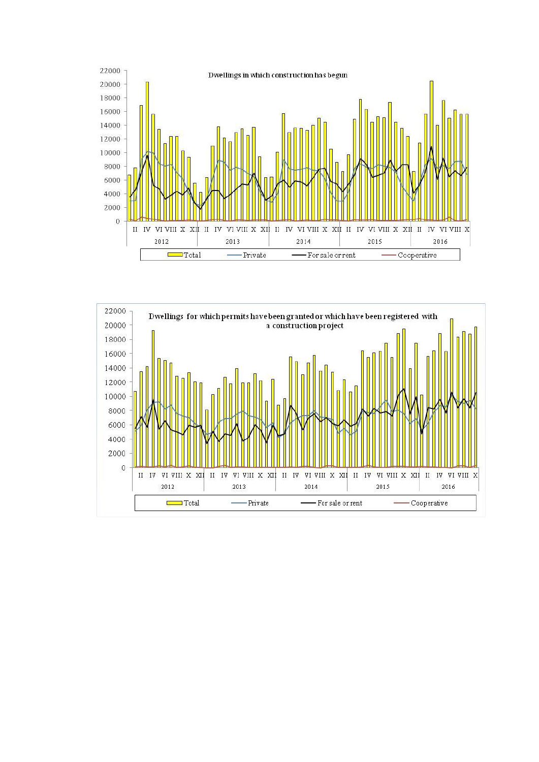Dwellings in which construction has begun

22000
20000
18000
16000
14000
12000
10000
8000
6000
4000
2000
0

II IV VI VIII X XII II IV VI VIII X XII II IV VI VIII X XII II IV VI VIII X XII II IV VI VIII X

2012 2013 2014 2015 2016

Total Private For sale or rent Cooperative

Dwellings for which permits have been granted or which have been registered with a construction project

22000
20000
18000
16000
14000
12000
10000
8000
6000
4000
2000
0

II IV VI VIII X XII II IV VI VIII X XII II IV VI VIII X XII II IV VI VIII X XII II IV VI VIII X

2012 2013 2014 2015 2016

Total Private For sale or rent Cooperative